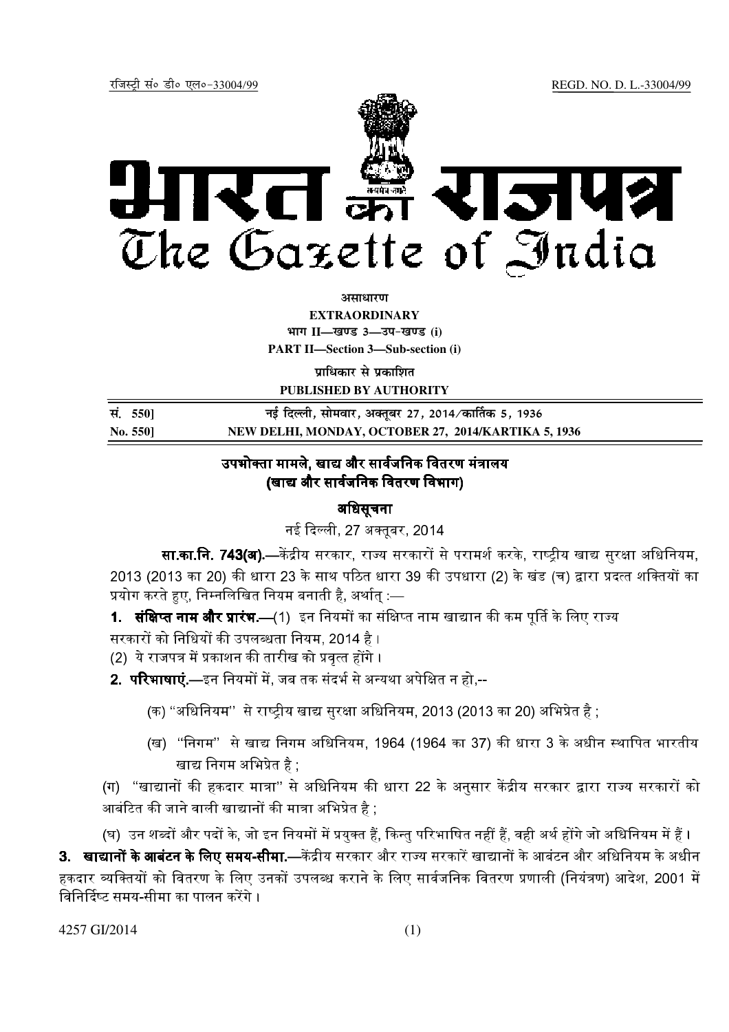रजिस्ट्री सं० डी० एल०-33004/99 REGD. NO. D. L.-33004/99

# भारत का राजपत्र
# The Gazette of India

**असाधारण**
**EXTRAORDINARY**
**भाग II—खण्ड 3—उप-खण्ड (i)**
**PART II—Section 3—Sub-section (i)**

**प्राधिकार से प्रकाशित**
**PUBLISHED BY AUTHORITY**

| सं. 550] | नई दिल्ली, सोमवार, अक्तूबर 27, 2014/कार्तिक 5, 1936 |
|---|---|
| **No. 550]** | **NEW DELHI, MONDAY, OCTOBER 27, 2014/KARTIKA 5, 1936** |

## उपभोक्ता मामले, खाद्य और सार्वजनिक वितरण मंत्रालय
## (खाद्य और सार्वजनिक वितरण विभाग)

### अधिसूचना

नई दिल्ली, 27 अक्तूबर, 2014

**सा.का.नि. 743(अ).**—केंद्रीय सरकार, राज्य सरकारों से परामर्श करके, राष्ट्रीय खाद्य सुरक्षा अधिनियम, 2013 (2013 का 20) की धारा 23 के साथ पठित धारा 39 की उपधारा (2) के खंड (च) द्वारा प्रदत्त शक्तियों का प्रयोग करते हुए, निम्नलिखित नियम बनाती है, अर्थात् :—

**1. संक्षिप्त नाम और प्रारंभ.**—(1) इन नियमों का संक्षिप्त नाम खाद्यान की कम पूर्ति के लिए राज्य सरकारों को निधियों की उपलब्धता नियम, 2014 है ।

(2) ये राजपत्र में प्रकाशन की तारीख को प्रवृत्त होंगे ।

**2. परिभाषाएं.**—इन नियमों में, जब तक संदर्भ से अन्यथा अपेक्षित न हो,--

(क) "अधिनियम" से राष्ट्रीय खाद्य सुरक्षा अधिनियम, 2013 (2013 का 20) अभिप्रेत है ;

(ख) "निगम" से खाद्य निगम अधिनियम, 1964 (1964 का 37) की धारा 3 के अधीन स्थापित भारतीय खाद्य निगम अभिप्रेत है ;

(ग) "खाद्यानों की हकदार मात्रा" से अधिनियम की धारा 22 के अनुसार केंद्रीय सरकार द्वारा राज्य सरकारों को आबंटित की जाने वाली खाद्यानों की मात्रा अभिप्रेत है ;

(घ) उन शब्दों और पदों के, जो इन नियमों में प्रयुक्त हैं, किन्तु परिभाषित नहीं हैं, वही अर्थ होंगे जो अधिनियम में हैं ।

**3. खाद्यानों के आबंटन के लिए समय-सीमा.**—केंद्रीय सरकार और राज्य सरकारें खाद्यानों के आबंटन और अधिनियम के अधीन हकदार व्यक्तियों को वितरण के लिए उनकों उपलब्ध कराने के लिए सार्वजनिक वितरण प्रणाली (नियंत्रण) आदेश, 2001 में विनिर्दिष्ट समय-सीमा का पालन करेंगे ।

4257 GI/2014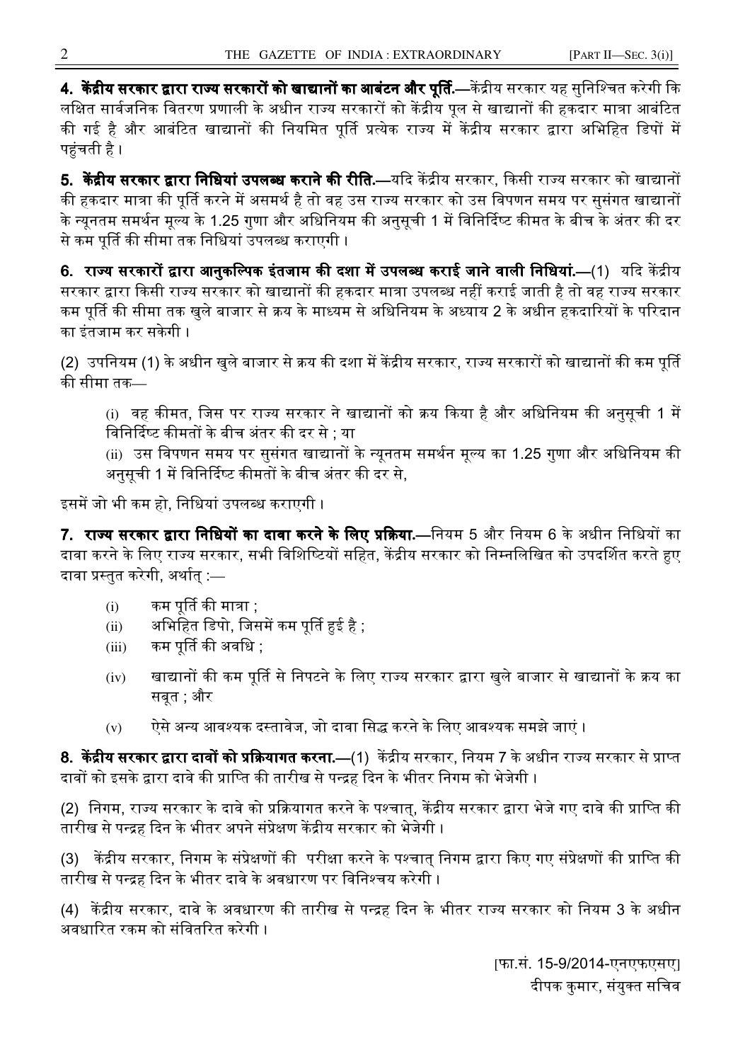**4. केंद्रीय सरकार द्वारा राज्य सरकारों को खाद्यानों का आबंटन और पूर्ति.**—केंद्रीय सरकार यह सुनिश्चित करेगी कि लक्षित सार्वजनिक वितरण प्रणाली के अधीन राज्य सरकारों को केंद्रीय पूल से खाद्यानों की हकदार मात्रा आबंटित की गई है और आबंटित खाद्यानों की नियमित पूर्ति प्रत्येक राज्य में केंद्रीय सरकार द्वारा अभिहित डिपों में पहुंचती है।

**5. केंद्रीय सरकार द्वारा निधियां उपलब्ध कराने की रीति.**—यदि केंद्रीय सरकार, किसी राज्य सरकार को खाद्यानों की हकदार मात्रा की पूर्ति करने में असमर्थ है तो वह उस राज्य सरकार को उस विपणन समय पर सुसंगत खाद्यानों के न्यूनतम समर्थन मूल्य के 1.25 गुणा और अधिनियम की अनुसूची 1 में विनिर्दिष्ट कीमत के बीच के अंतर की दर से कम पूर्ति की सीमा तक निधियां उपलब्ध कराएगी।

**6. राज्य सरकारों द्वारा आनुकल्पिक इंतजाम की दशा में उपलब्ध कराई जाने वाली निधियां.**—(1) यदि केंद्रीय सरकार द्वारा किसी राज्य सरकार को खाद्यानों की हकदार मात्रा उपलब्ध नहीं कराई जाती है तो वह राज्य सरकार कम पूर्ति की सीमा तक खुले बाजार से क्रय के माध्यम से अधिनियम के अध्याय 2 के अधीन हकदारियों के परिदान का इंतजाम कर सकेगी।

(2) उपनियम (1) के अधीन खुले बाजार से क्रय की दशा में केंद्रीय सरकार, राज्य सरकारों को खाद्यानों की कम पूर्ति की सीमा तक—

(i) वह कीमत, जिस पर राज्य सरकार ने खाद्यानों को क्रय किया है और अधिनियम की अनुसूची 1 में विनिर्दिष्ट कीमतों के बीच अंतर की दर से ; या

(ii) उस विपणन समय पर सुसंगत खाद्यानों के न्यूनतम समर्थन मूल्य का 1.25 गुणा और अधिनियम की अनुसूची 1 में विनिर्दिष्ट कीमतों के बीच अंतर की दर से,

इसमें जो भी कम हो, निधियां उपलब्ध कराएगी।

**7. राज्य सरकार द्वारा निधियों का दावा करने के लिए प्रक्रिया.**—नियम 5 और नियम 6 के अधीन निधियों का दावा करने के लिए राज्य सरकार, सभी विशिष्टियों सहित, केंद्रीय सरकार को निम्नलिखित को उपदर्शित करते हुए दावा प्रस्तुत करेगी, अर्थात् :—

(i) कम पूर्ति की मात्रा ;

(ii) अभिहित डिपो, जिसमें कम पूर्ति हुई है ;

(iii) कम पूर्ति की अवधि ;

(iv) खाद्यानों की कम पूर्ति से निपटने के लिए राज्य सरकार द्वारा खुले बाजार से खाद्यानों के क्रय का सबूत ; और

(v) ऐसे अन्य आवश्यक दस्तावेज, जो दावा सिद्ध करने के लिए आवश्यक समझे जाएं।

**8. केंद्रीय सरकार द्वारा दावों को प्रक्रियागत करना.**—(1) केंद्रीय सरकार, नियम 7 के अधीन राज्य सरकार से प्राप्त दावों को इसके द्वारा दावे की प्राप्ति की तारीख से पन्द्रह दिन के भीतर निगम को भेजेगी।

(2) निगम, राज्य सरकार के दावे को प्रक्रियागत करने के पश्चात्, केंद्रीय सरकार द्वारा भेजे गए दावे की प्राप्ति की तारीख से पन्द्रह दिन के भीतर अपने संप्रेक्षण केंद्रीय सरकार को भेजेगी।

(3) केंद्रीय सरकार, निगम के संप्रेक्षणों की परीक्षा करने के पश्चात् निगम द्वारा किए गए संप्रेक्षणों की प्राप्ति की तारीख से पन्द्रह दिन के भीतर दावे के अवधारण पर विनिश्चय करेगी।

(4) केंद्रीय सरकार, दावे के अवधारण की तारीख से पन्द्रह दिन के भीतर राज्य सरकार को नियम 3 के अधीन अवधारित रकम को संवितरित करेगी।

[फा.सं. 15-9/2014-एनएफएसए]

दीपक कुमार, संयुक्त सचिव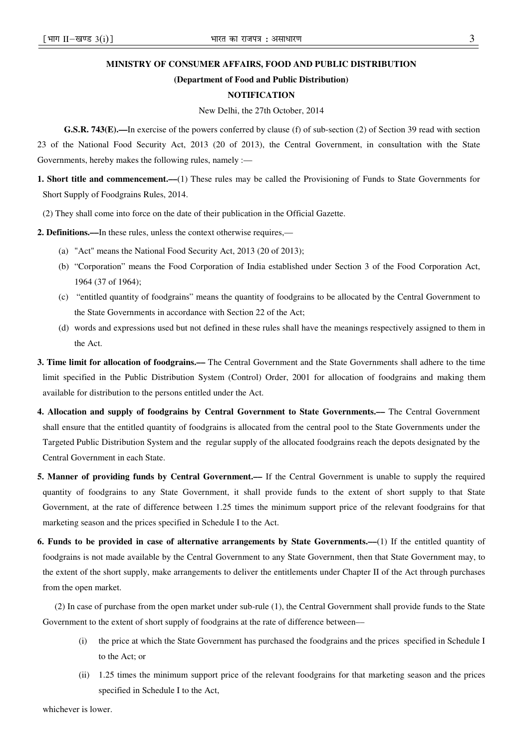## MINISTRY OF CONSUMER AFFAIRS, FOOD AND PUBLIC DISTRIBUTION

**(Department of Food and Public Distribution)**

**NOTIFICATION**

New Delhi, the 27th October, 2014

**G.S.R. 743(E).—**In exercise of the powers conferred by clause (f) of sub-section (2) of Section 39 read with section 23 of the National Food Security Act, 2013 (20 of 2013), the Central Government, in consultation with the State Governments, hereby makes the following rules, namely :—

**1. Short title and commencement.—**(1) These rules may be called the Provisioning of Funds to State Governments for Short Supply of Foodgrains Rules, 2014.

(2) They shall come into force on the date of their publication in the Official Gazette.

**2. Definitions.—**In these rules, unless the context otherwise requires,—

(a) "Act" means the National Food Security Act, 2013 (20 of 2013);

(b) "Corporation" means the Food Corporation of India established under Section 3 of the Food Corporation Act, 1964 (37 of 1964);

(c) "entitled quantity of foodgrains" means the quantity of foodgrains to be allocated by the Central Government to the State Governments in accordance with Section 22 of the Act;

(d) words and expressions used but not defined in these rules shall have the meanings respectively assigned to them in the Act.

**3. Time limit for allocation of foodgrains.—** The Central Government and the State Governments shall adhere to the time limit specified in the Public Distribution System (Control) Order, 2001 for allocation of foodgrains and making them available for distribution to the persons entitled under the Act.

**4. Allocation and supply of foodgrains by Central Government to State Governments.—** The Central Government shall ensure that the entitled quantity of foodgrains is allocated from the central pool to the State Governments under the Targeted Public Distribution System and the regular supply of the allocated foodgrains reach the depots designated by the Central Government in each State.

**5. Manner of providing funds by Central Government.—** If the Central Government is unable to supply the required quantity of foodgrains to any State Government, it shall provide funds to the extent of short supply to that State Government, at the rate of difference between 1.25 times the minimum support price of the relevant foodgrains for that marketing season and the prices specified in Schedule I to the Act.

**6. Funds to be provided in case of alternative arrangements by State Governments.—**(1) If the entitled quantity of foodgrains is not made available by the Central Government to any State Government, then that State Government may, to the extent of the short supply, make arrangements to deliver the entitlements under Chapter II of the Act through purchases from the open market.

(2) In case of purchase from the open market under sub-rule (1), the Central Government shall provide funds to the State Government to the extent of short supply of foodgrains at the rate of difference between—

(i) the price at which the State Government has purchased the foodgrains and the prices specified in Schedule I to the Act; or

(ii) 1.25 times the minimum support price of the relevant foodgrains for that marketing season and the prices specified in Schedule I to the Act,

whichever is lower.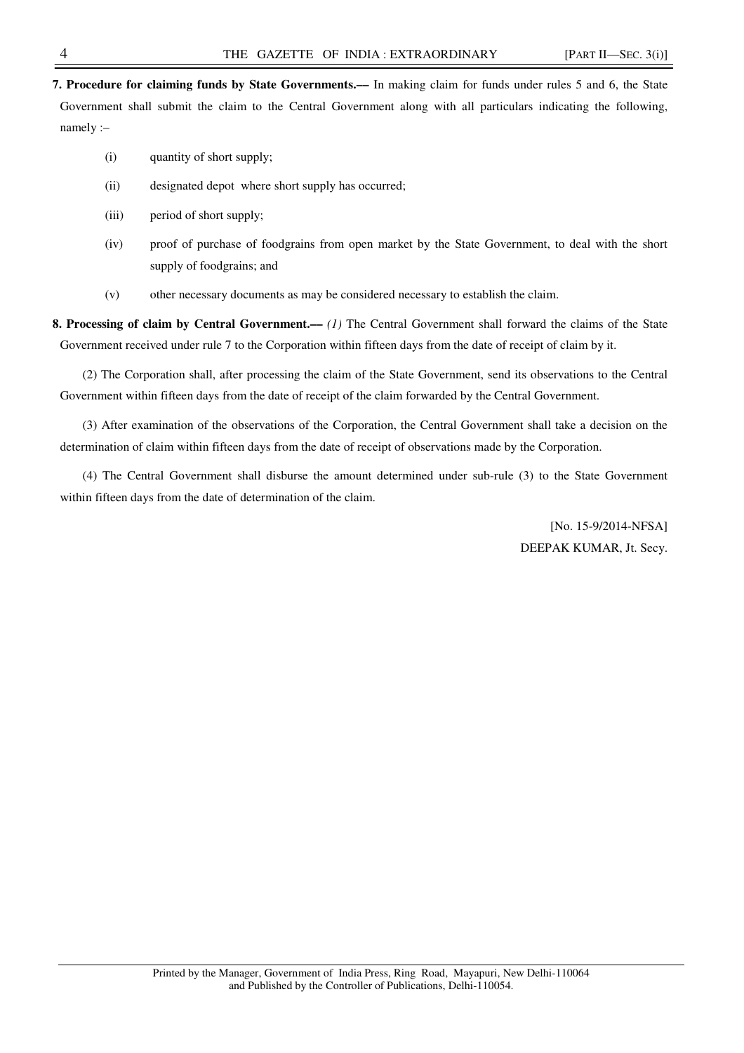**7. Procedure for claiming funds by State Governments.—** In making claim for funds under rules 5 and 6, the State Government shall submit the claim to the Central Government along with all particulars indicating the following, namely :–

(i) quantity of short supply;

(ii) designated depot where short supply has occurred;

(iii) period of short supply;

(iv) proof of purchase of foodgrains from open market by the State Government, to deal with the short supply of foodgrains; and

(v) other necessary documents as may be considered necessary to establish the claim.

**8. Processing of claim by Central Government.—** *(1)* The Central Government shall forward the claims of the State Government received under rule 7 to the Corporation within fifteen days from the date of receipt of claim by it.

(2) The Corporation shall, after processing the claim of the State Government, send its observations to the Central Government within fifteen days from the date of receipt of the claim forwarded by the Central Government.

(3) After examination of the observations of the Corporation, the Central Government shall take a decision on the determination of claim within fifteen days from the date of receipt of observations made by the Corporation.

(4) The Central Government shall disburse the amount determined under sub-rule (3) to the State Government within fifteen days from the date of determination of the claim.

[No. 15-9/2014-NFSA]

DEEPAK KUMAR, Jt. Secy.

Printed by the Manager, Government of India Press, Ring Road, Mayapuri, New Delhi-110064
and Published by the Controller of Publications, Delhi-110054.